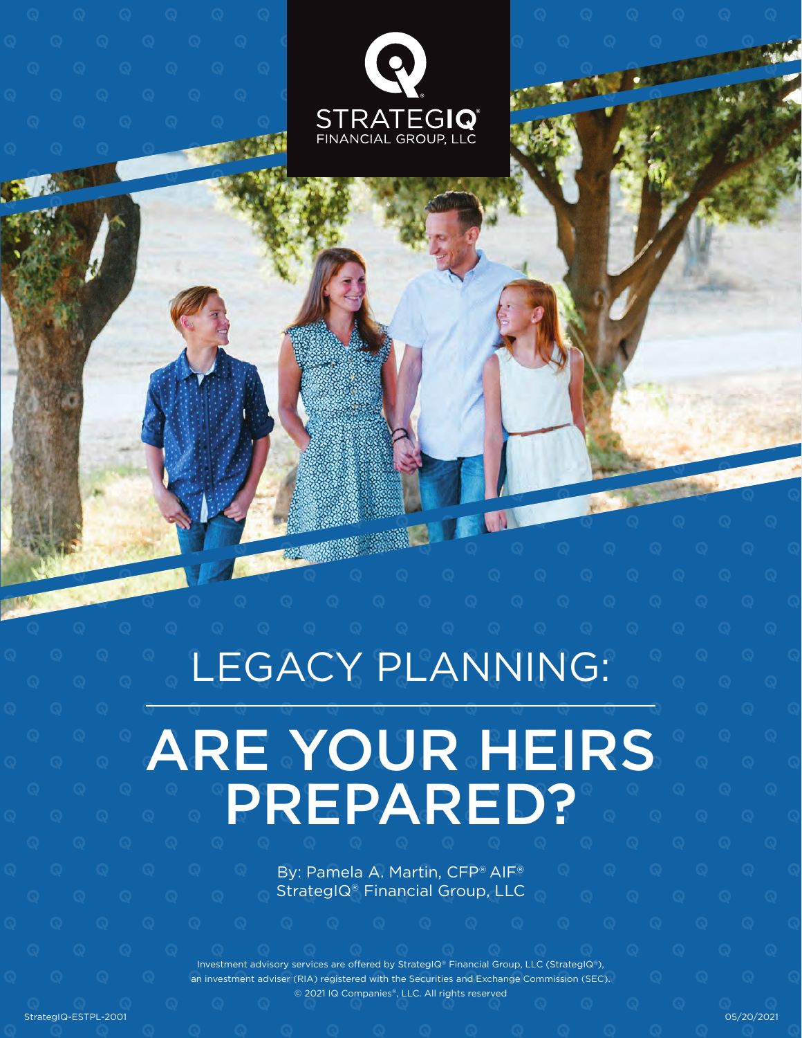STRATEGIQ®
FINANCIAL GROUP, LLC

# LEGACY PLANNING:

# ARE YOUR HEIRS PREPARED?

By: Pamela A. Martin, CFP® AIF®
StrategIQ® Financial Group, LLC

Investment advisory services are offered by StrategIQ® Financial Group, LLC (StrategIQ®), an investment adviser (RIA) registered with the Securities and Exchange Commission (SEC).
© 2021 IQ Companies®, LLC. All rights reserved

StrategIQ-ESTPL-2001

05/20/2021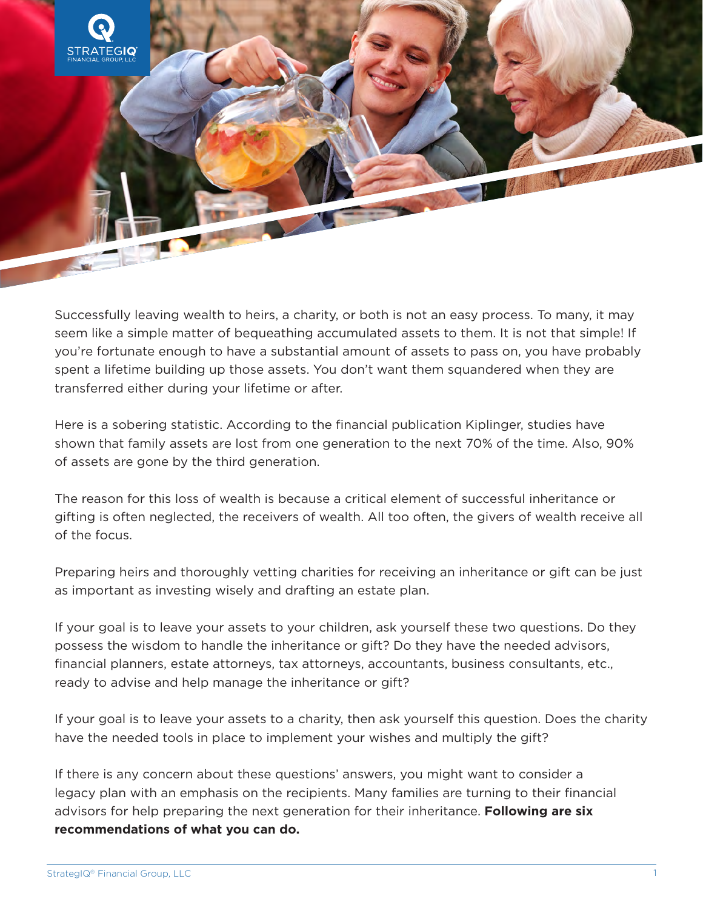Successfully leaving wealth to heirs, a charity, or both is not an easy process. To many, it may seem like a simple matter of bequeathing accumulated assets to them. It is not that simple! If you're fortunate enough to have a substantial amount of assets to pass on, you have probably spent a lifetime building up those assets. You don't want them squandered when they are transferred either during your lifetime or after.

Here is a sobering statistic. According to the financial publication Kiplinger, studies have shown that family assets are lost from one generation to the next 70% of the time. Also, 90% of assets are gone by the third generation.

The reason for this loss of wealth is because a critical element of successful inheritance or gifting is often neglected, the receivers of wealth. All too often, the givers of wealth receive all of the focus.

Preparing heirs and thoroughly vetting charities for receiving an inheritance or gift can be just as important as investing wisely and drafting an estate plan.

If your goal is to leave your assets to your children, ask yourself these two questions. Do they possess the wisdom to handle the inheritance or gift? Do they have the needed advisors, financial planners, estate attorneys, tax attorneys, accountants, business consultants, etc., ready to advise and help manage the inheritance or gift?

If your goal is to leave your assets to a charity, then ask yourself this question. Does the charity have the needed tools in place to implement your wishes and multiply the gift?

If there is any concern about these questions' answers, you might want to consider a legacy plan with an emphasis on the recipients. Many families are turning to their financial advisors for help preparing the next generation for their inheritance. **Following are six recommendations of what you can do.**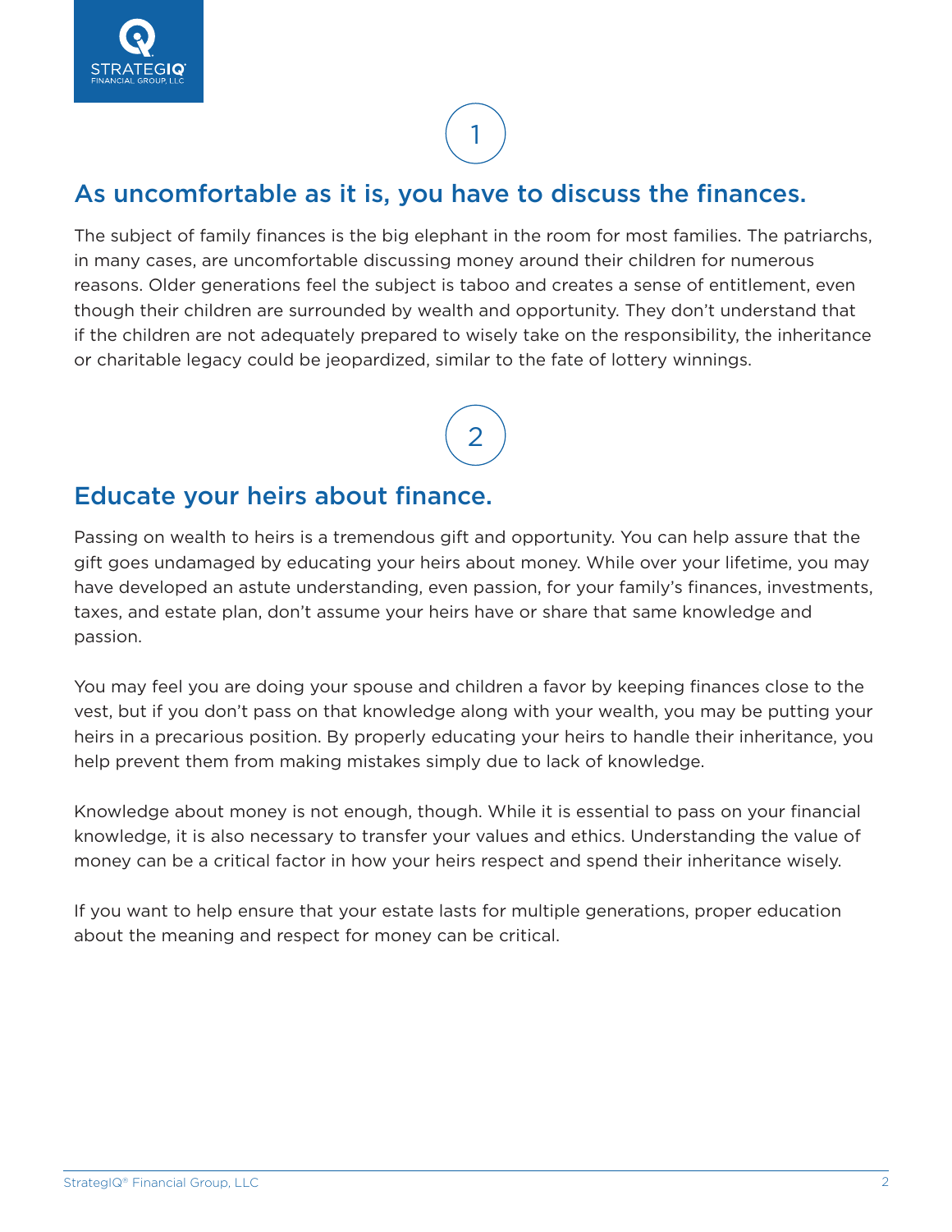1

## As uncomfortable as it is, you have to discuss the finances.

The subject of family finances is the big elephant in the room for most families. The patriarchs, in many cases, are uncomfortable discussing money around their children for numerous reasons. Older generations feel the subject is taboo and creates a sense of entitlement, even though their children are surrounded by wealth and opportunity. They don't understand that if the children are not adequately prepared to wisely take on the responsibility, the inheritance or charitable legacy could be jeopardized, similar to the fate of lottery winnings.

2

## Educate your heirs about finance.

Passing on wealth to heirs is a tremendous gift and opportunity. You can help assure that the gift goes undamaged by educating your heirs about money. While over your lifetime, you may have developed an astute understanding, even passion, for your family's finances, investments, taxes, and estate plan, don't assume your heirs have or share that same knowledge and passion.

You may feel you are doing your spouse and children a favor by keeping finances close to the vest, but if you don't pass on that knowledge along with your wealth, you may be putting your heirs in a precarious position. By properly educating your heirs to handle their inheritance, you help prevent them from making mistakes simply due to lack of knowledge.

Knowledge about money is not enough, though. While it is essential to pass on your financial knowledge, it is also necessary to transfer your values and ethics. Understanding the value of money can be a critical factor in how your heirs respect and spend their inheritance wisely.

If you want to help ensure that your estate lasts for multiple generations, proper education about the meaning and respect for money can be critical.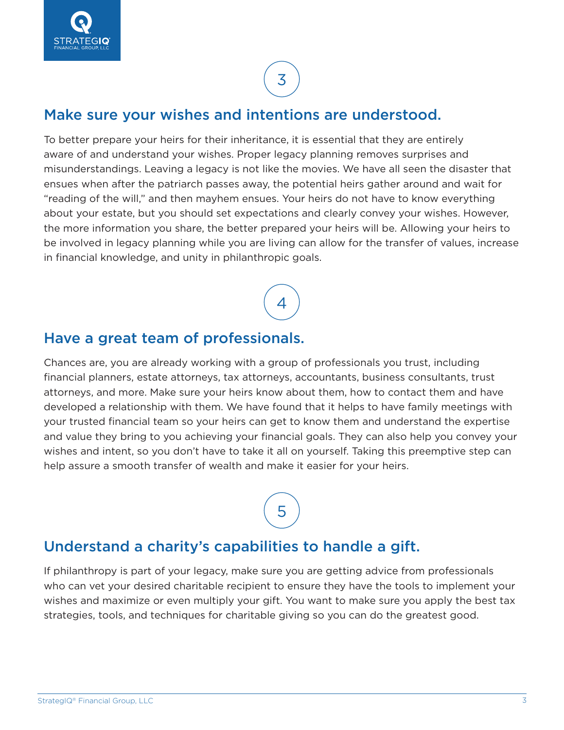3

## Make sure your wishes and intentions are understood.

To better prepare your heirs for their inheritance, it is essential that they are entirely aware of and understand your wishes. Proper legacy planning removes surprises and misunderstandings. Leaving a legacy is not like the movies. We have all seen the disaster that ensues when after the patriarch passes away, the potential heirs gather around and wait for "reading of the will," and then mayhem ensues. Your heirs do not have to know everything about your estate, but you should set expectations and clearly convey your wishes. However, the more information you share, the better prepared your heirs will be. Allowing your heirs to be involved in legacy planning while you are living can allow for the transfer of values, increase in financial knowledge, and unity in philanthropic goals.

4

## Have a great team of professionals.

Chances are, you are already working with a group of professionals you trust, including financial planners, estate attorneys, tax attorneys, accountants, business consultants, trust attorneys, and more. Make sure your heirs know about them, how to contact them and have developed a relationship with them. We have found that it helps to have family meetings with your trusted financial team so your heirs can get to know them and understand the expertise and value they bring to you achieving your financial goals. They can also help you convey your wishes and intent, so you don't have to take it all on yourself. Taking this preemptive step can help assure a smooth transfer of wealth and make it easier for your heirs.

5

## Understand a charity's capabilities to handle a gift.

If philanthropy is part of your legacy, make sure you are getting advice from professionals who can vet your desired charitable recipient to ensure they have the tools to implement your wishes and maximize or even multiply your gift. You want to make sure you apply the best tax strategies, tools, and techniques for charitable giving so you can do the greatest good.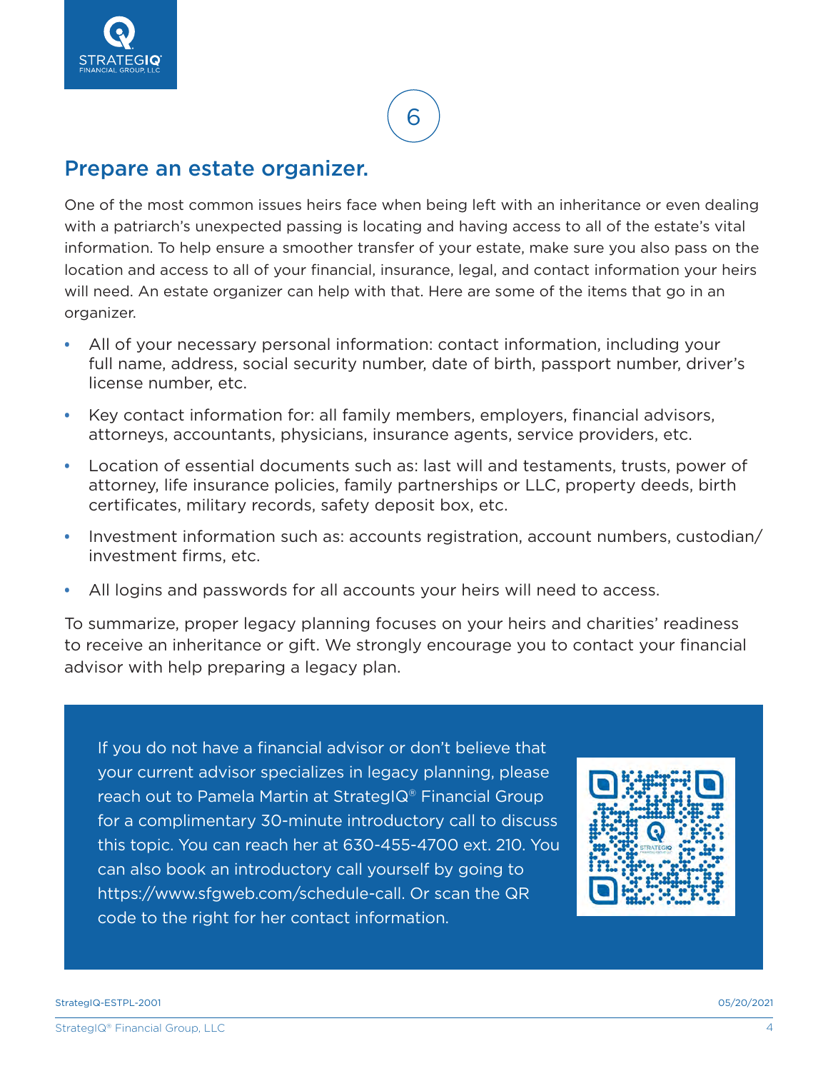6

## Prepare an estate organizer.

One of the most common issues heirs face when being left with an inheritance or even dealing with a patriarch's unexpected passing is locating and having access to all of the estate's vital information. To help ensure a smoother transfer of your estate, make sure you also pass on the location and access to all of your financial, insurance, legal, and contact information your heirs will need. An estate organizer can help with that. Here are some of the items that go in an organizer.

- All of your necessary personal information: contact information, including your full name, address, social security number, date of birth, passport number, driver's license number, etc.
- Key contact information for: all family members, employers, financial advisors, attorneys, accountants, physicians, insurance agents, service providers, etc.
- Location of essential documents such as: last will and testaments, trusts, power of attorney, life insurance policies, family partnerships or LLC, property deeds, birth certificates, military records, safety deposit box, etc.
- Investment information such as: accounts registration, account numbers, custodian/investment firms, etc.
- All logins and passwords for all accounts your heirs will need to access.

To summarize, proper legacy planning focuses on your heirs and charities' readiness to receive an inheritance or gift. We strongly encourage you to contact your financial advisor with help preparing a legacy plan.

If you do not have a financial advisor or don't believe that your current advisor specializes in legacy planning, please reach out to Pamela Martin at StrategIQ® Financial Group for a complimentary 30-minute introductory call to discuss this topic. You can reach her at 630-455-4700 ext. 210. You can also book an introductory call yourself by going to https://www.sfgweb.com/schedule-call. Or scan the QR code to the right for her contact information.

StrategIQ-ESTPL-2001

05/20/2021